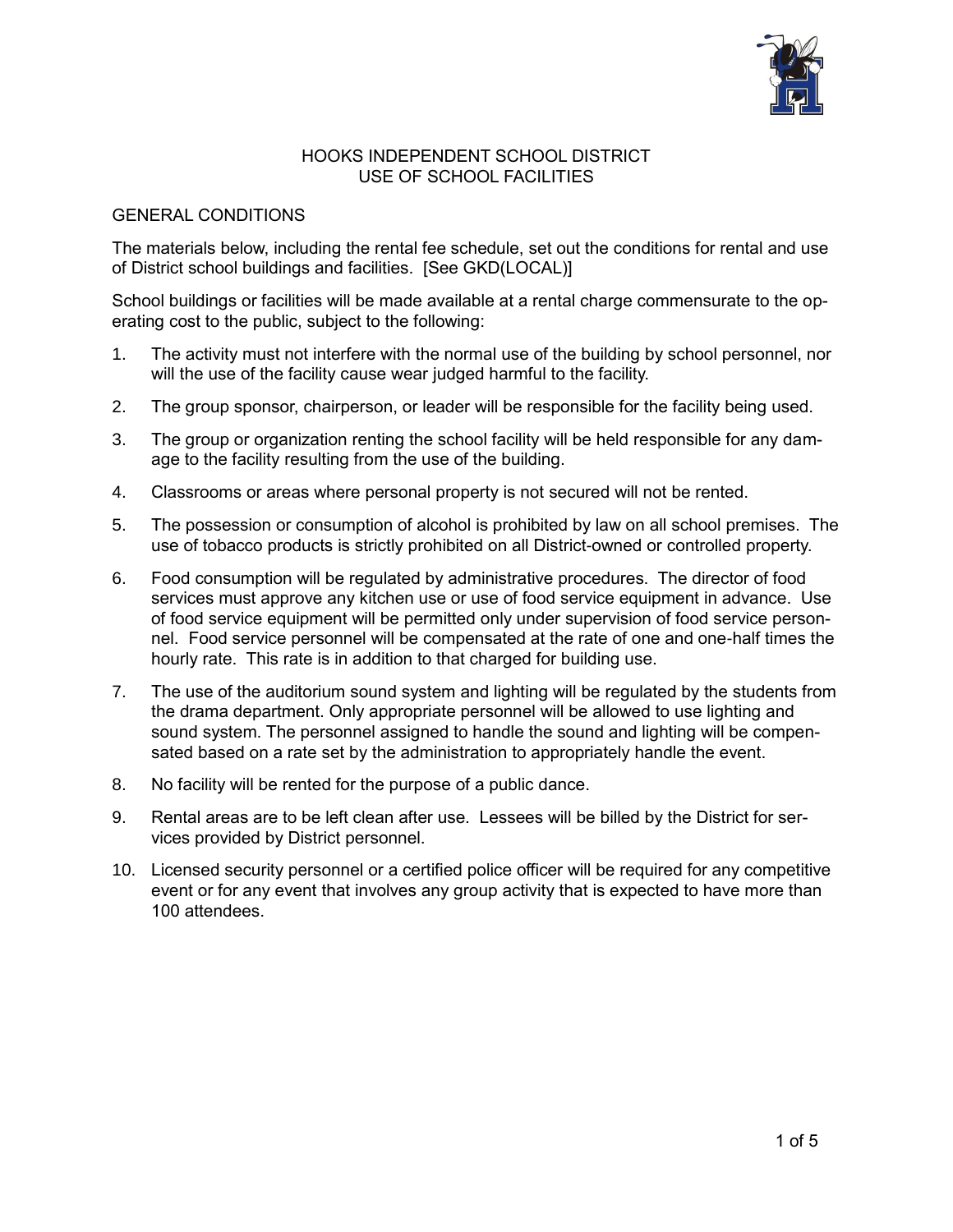# HOOKS INDEPENDENT SCHOOL DISTRICT
# USE OF SCHOOL FACILITIES

## GENERAL CONDITIONS

The materials below, including the rental fee schedule, set out the conditions for rental and use of District school buildings and facilities. [See GKD(LOCAL)]

School buildings or facilities will be made available at a rental charge commensurate to the operating cost to the public, subject to the following:

1. The activity must not interfere with the normal use of the building by school personnel, nor will the use of the facility cause wear judged harmful to the facility.
2. The group sponsor, chairperson, or leader will be responsible for the facility being used.
3. The group or organization renting the school facility will be held responsible for any damage to the facility resulting from the use of the building.
4. Classrooms or areas where personal property is not secured will not be rented.
5. The possession or consumption of alcohol is prohibited by law on all school premises. The use of tobacco products is strictly prohibited on all District-owned or controlled property.
6. Food consumption will be regulated by administrative procedures. The director of food services must approve any kitchen use or use of food service equipment in advance. Use of food service equipment will be permitted only under supervision of food service personnel. Food service personnel will be compensated at the rate of one and one-half times the hourly rate. This rate is in addition to that charged for building use.
7. The use of the auditorium sound system and lighting will be regulated by the students from the drama department. Only appropriate personnel will be allowed to use lighting and sound system. The personnel assigned to handle the sound and lighting will be compensated based on a rate set by the administration to appropriately handle the event.
8. No facility will be rented for the purpose of a public dance.
9. Rental areas are to be left clean after use. Lessees will be billed by the District for services provided by District personnel.
10. Licensed security personnel or a certified police officer will be required for any competitive event or for any event that involves any group activity that is expected to have more than 100 attendees.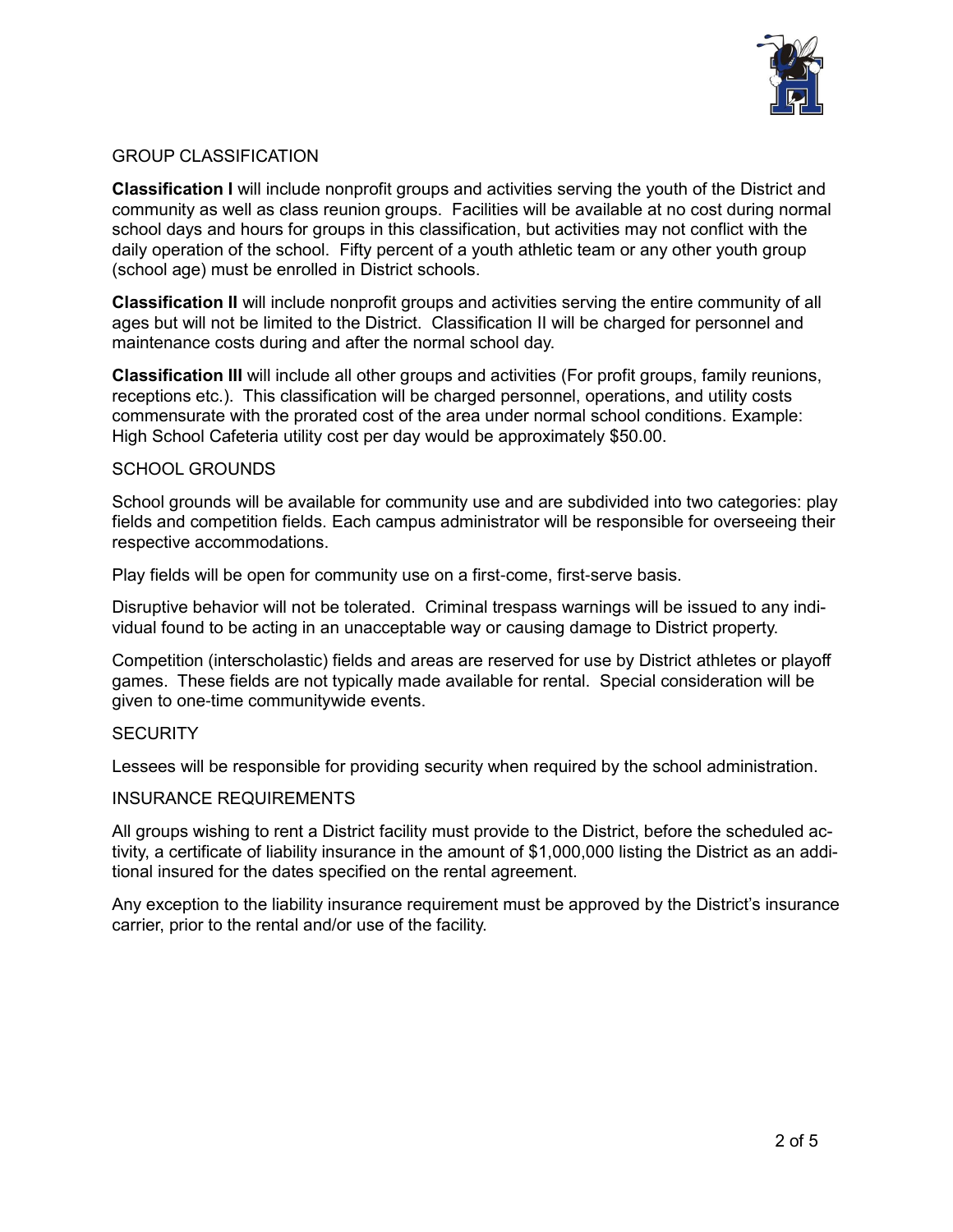## GROUP CLASSIFICATION

**Classification I** will include nonprofit groups and activities serving the youth of the District and community as well as class reunion groups. Facilities will be available at no cost during normal school days and hours for groups in this classification, but activities may not conflict with the daily operation of the school. Fifty percent of a youth athletic team or any other youth group (school age) must be enrolled in District schools.

**Classification II** will include nonprofit groups and activities serving the entire community of all ages but will not be limited to the District. Classification II will be charged for personnel and maintenance costs during and after the normal school day.

**Classification III** will include all other groups and activities (For profit groups, family reunions, receptions etc.). This classification will be charged personnel, operations, and utility costs commensurate with the prorated cost of the area under normal school conditions. Example: High School Cafeteria utility cost per day would be approximately $50.00.

## SCHOOL GROUNDS

School grounds will be available for community use and are subdivided into two categories: play fields and competition fields. Each campus administrator will be responsible for overseeing their respective accommodations.

Play fields will be open for community use on a first-come, first-serve basis.

Disruptive behavior will not be tolerated. Criminal trespass warnings will be issued to any individual found to be acting in an unacceptable way or causing damage to District property.

Competition (interscholastic) fields and areas are reserved for use by District athletes or playoff games. These fields are not typically made available for rental. Special consideration will be given to one-time communitywide events.

## SECURITY

Lessees will be responsible for providing security when required by the school administration.

## INSURANCE REQUIREMENTS

All groups wishing to rent a District facility must provide to the District, before the scheduled activity, a certificate of liability insurance in the amount of $1,000,000 listing the District as an additional insured for the dates specified on the rental agreement.

Any exception to the liability insurance requirement must be approved by the District's insurance carrier, prior to the rental and/or use of the facility.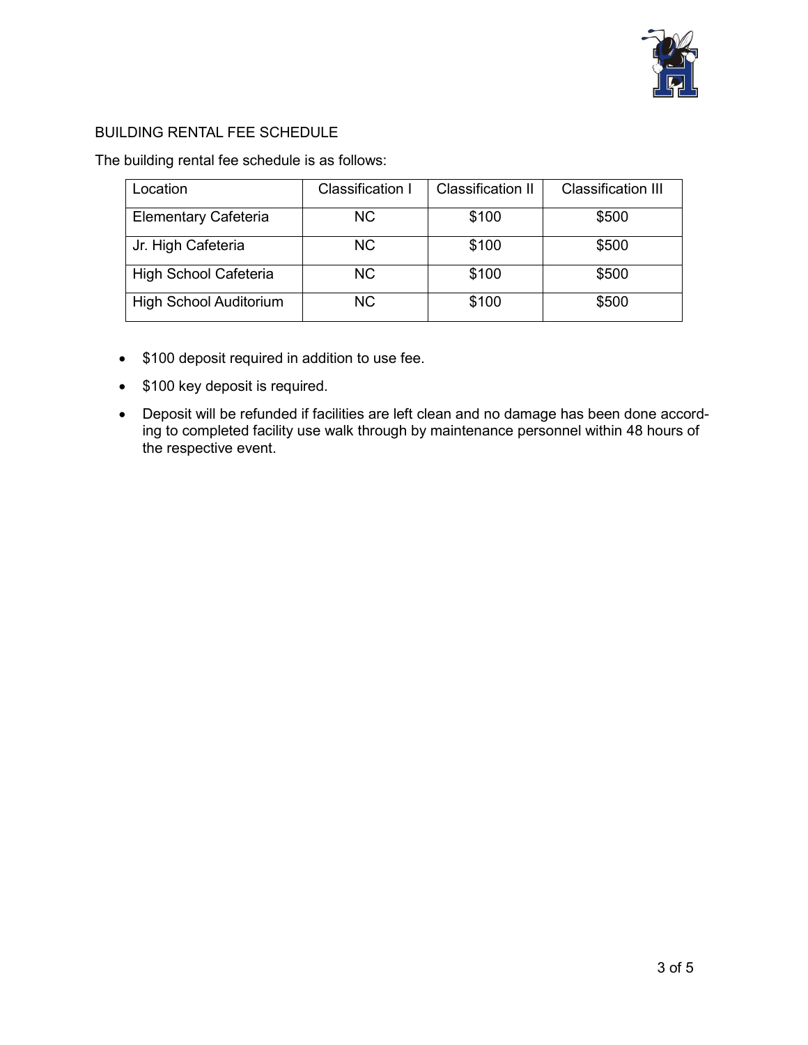## BUILDING RENTAL FEE SCHEDULE

The building rental fee schedule is as follows:

| Location | Classification I | Classification II | Classification III |
|---|---|---|---|
| Elementary Cafeteria | NC | $100 | $500 |
| Jr. High Cafeteria | NC | $100 | $500 |
| High School Cafeteria | NC | $100 | $500 |
| High School Auditorium | NC | $100 | $500 |

- $100 deposit required in addition to use fee.
- $100 key deposit is required.
- Deposit will be refunded if facilities are left clean and no damage has been done according to completed facility use walk through by maintenance personnel within 48 hours of the respective event.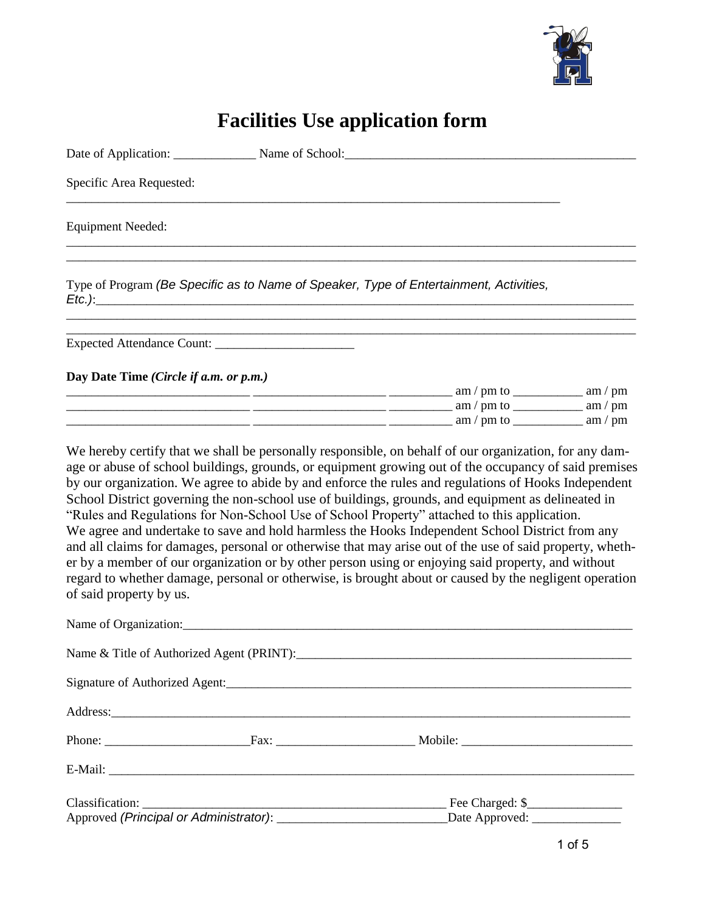# Facilities Use application form

Date of Application: _____________ Name of School:_____________________________________________

Specific Area Requested:

_________________________________________________________________________________

Equipment Needed:

_____________________________________________________________________________________________

_____________________________________________________________________________________________

Type of Program *(Be Specific as to Name of Speaker, Type of Entertainment, Activities, Etc.)*:_______________________________________________________________________________

_____________________________________________________________________________________________

_____________________________________________________________________________________________

Expected Attendance Count: ______________________

**Day Date Time** ***(Circle if a.m. or p.m.)***

____________________________ ____________________ _________ am / pm to __________ am / pm

____________________________ ____________________ _________ am / pm to __________ am / pm

____________________________ ____________________ _________ am / pm to __________ am / pm

We hereby certify that we shall be personally responsible, on behalf of our organization, for any damage or abuse of school buildings, grounds, or equipment growing out of the occupancy of said premises by our organization. We agree to abide by and enforce the rules and regulations of Hooks Independent School District governing the non-school use of buildings, grounds, and equipment as delineated in "Rules and Regulations for Non-School Use of School Property" attached to this application. We agree and undertake to save and hold harmless the Hooks Independent School District from any and all claims for damages, personal or otherwise that may arise out of the use of said property, whether by a member of our organization or by other person using or enjoying said property, and without regard to whether damage, personal or otherwise, is brought about or caused by the negligent operation of said property by us.

Name of Organization:_____________________________________________________________________

Name & Title of Authorized Agent (PRINT):____________________________________________________

Signature of Authorized Agent:______________________________________________________________

Address:________________________________________________________________________________

Phone: ______________________Fax: _____________________ Mobile: __________________________

E-Mail: _________________________________________________________________________________

Classification: _________________________________________________ Fee Charged: $______________

Approved *(Principal or Administrator)*: __________________________Date Approved: _____________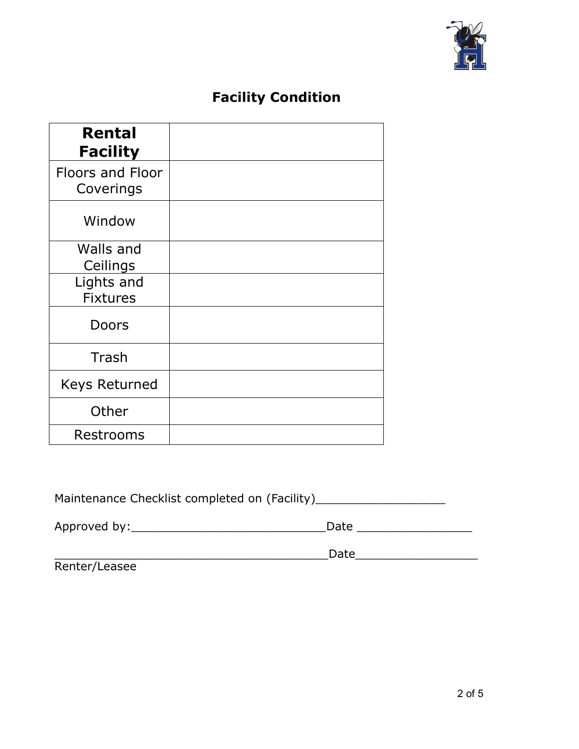## Facility Condition

| **Rental Facility** | |
|---|---|
| Floors and Floor Coverings | |
| Window | |
| Walls and Ceilings | |
| Lights and Fixtures | |
| Doors | |
| Trash | |
| Keys Returned | |
| Other | |
| Restrooms | |

Maintenance Checklist completed on (Facility)___________________

Approved by:____________________________Date _________________

________________________________________Date__________________
Renter/Leasee